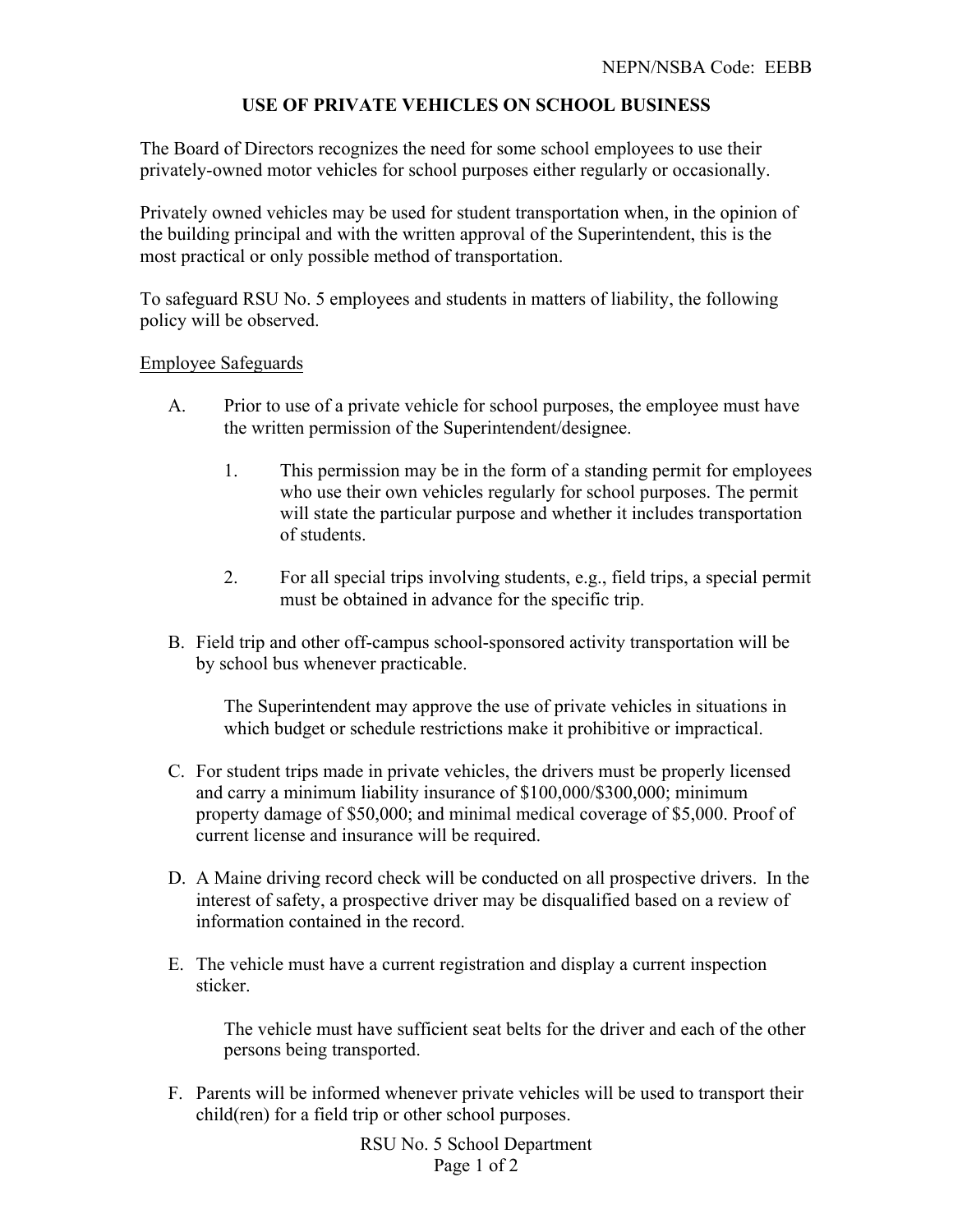NEPN/NSBA Code: EEBB

# USE OF PRIVATE VEHICLES ON SCHOOL BUSINESS

The Board of Directors recognizes the need for some school employees to use their privately-owned motor vehicles for school purposes either regularly or occasionally.

Privately owned vehicles may be used for student transportation when, in the opinion of the building principal and with the written approval of the Superintendent, this is the most practical or only possible method of transportation.

To safeguard RSU No. 5 employees and students in matters of liability, the following policy will be observed.

## Employee Safeguards

A. Prior to use of a private vehicle for school purposes, the employee must have the written permission of the Superintendent/designee.

   1. This permission may be in the form of a standing permit for employees who use their own vehicles regularly for school purposes. The permit will state the particular purpose and whether it includes transportation of students.

   2. For all special trips involving students, e.g., field trips, a special permit must be obtained in advance for the specific trip.

B. Field trip and other off-campus school-sponsored activity transportation will be by school bus whenever practicable.

   The Superintendent may approve the use of private vehicles in situations in which budget or schedule restrictions make it prohibitive or impractical.

C. For student trips made in private vehicles, the drivers must be properly licensed and carry a minimum liability insurance of $100,000/$300,000; minimum property damage of $50,000; and minimal medical coverage of $5,000. Proof of current license and insurance will be required.

D. A Maine driving record check will be conducted on all prospective drivers. In the interest of safety, a prospective driver may be disqualified based on a review of information contained in the record.

E. The vehicle must have a current registration and display a current inspection sticker.

   The vehicle must have sufficient seat belts for the driver and each of the other persons being transported.

F. Parents will be informed whenever private vehicles will be used to transport their child(ren) for a field trip or other school purposes.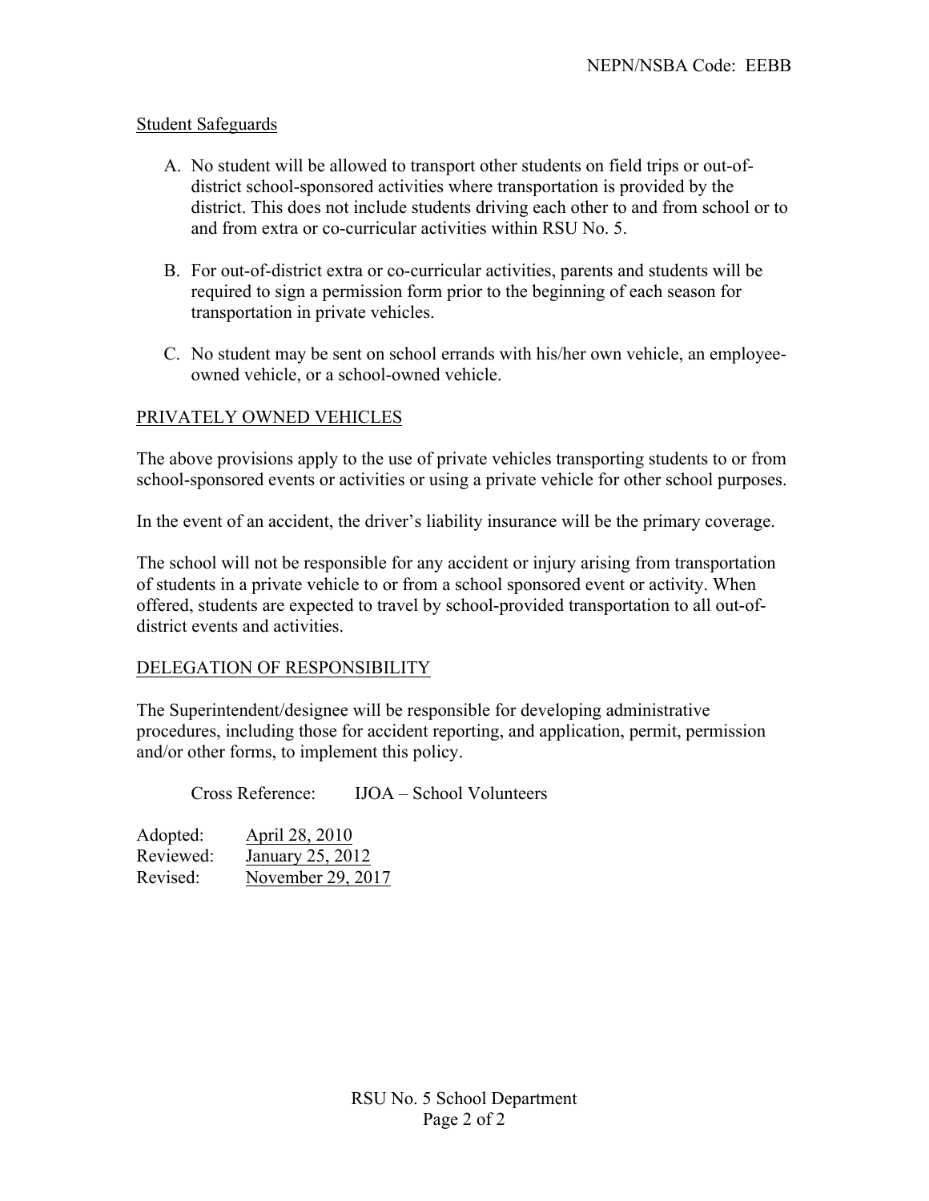Student Safeguards

A. No student will be allowed to transport other students on field trips or out-of-district school-sponsored activities where transportation is provided by the district. This does not include students driving each other to and from school or to and from extra or co-curricular activities within RSU No. 5.

B. For out-of-district extra or co-curricular activities, parents and students will be required to sign a permission form prior to the beginning of each season for transportation in private vehicles.

C. No student may be sent on school errands with his/her own vehicle, an employee-owned vehicle, or a school-owned vehicle.

## PRIVATELY OWNED VEHICLES

The above provisions apply to the use of private vehicles transporting students to or from school-sponsored events or activities or using a private vehicle for other school purposes.

In the event of an accident, the driver's liability insurance will be the primary coverage.

The school will not be responsible for any accident or injury arising from transportation of students in a private vehicle to or from a school sponsored event or activity. When offered, students are expected to travel by school-provided transportation to all out-of-district events and activities.

## DELEGATION OF RESPONSIBILITY

The Superintendent/designee will be responsible for developing administrative procedures, including those for accident reporting, and application, permit, permission and/or other forms, to implement this policy.

Cross Reference: IJOA – School Volunteers

Adopted: April 28, 2010
Reviewed: January 25, 2012
Revised: November 29, 2017